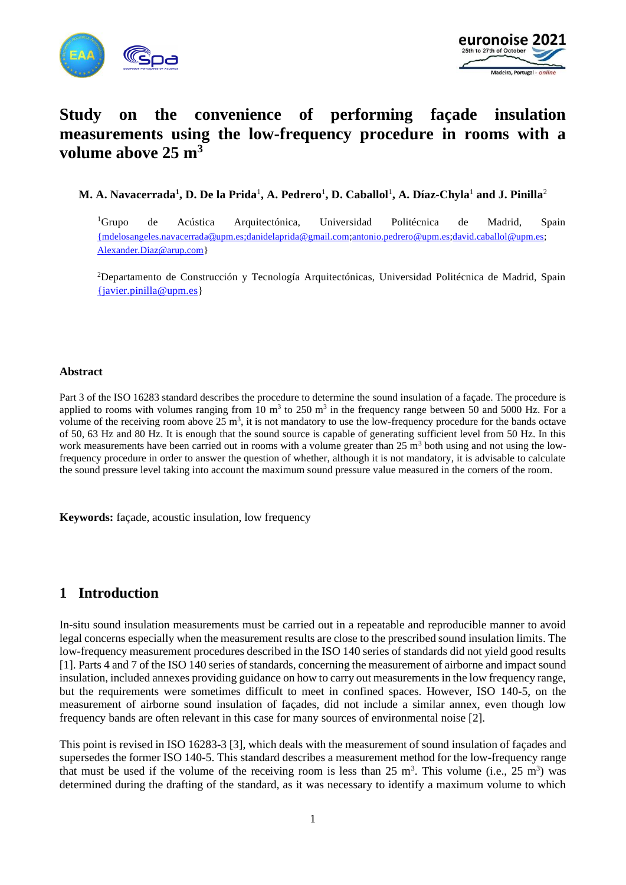# Study on the convenience of performing façade insulation measurements using the low-frequency procedure in rooms with a volume above 25 m$^3$

**M. A. Navacerrada[1], D. De la Prida[1], A. Pedrero[1], D. Caballol[1], A. Díaz-Chyla[1] and J. Pinilla[2]**

[1]Grupo de Acústica Arquitectónica, Universidad Politécnica de Madrid, Spain {mdelosangeles.navacerrada@upm.es;danidelaprida@gmail.com;antonio.pedrero@upm.es;david.caballol@upm.es; Alexander.Diaz@arup.com}

[2]Departamento de Construcción y Tecnología Arquitectónicas, Universidad Politécnica de Madrid, Spain {javier.pinilla@upm.es}

## Abstract

Part 3 of the ISO 16283 standard describes the procedure to determine the sound insulation of a façade. The procedure is applied to rooms with volumes ranging from 10 m$^3$ to 250 m$^3$ in the frequency range between 50 and 5000 Hz. For a volume of the receiving room above 25 m$^3$, it is not mandatory to use the low-frequency procedure for the bands octave of 50, 63 Hz and 80 Hz. It is enough that the sound source is capable of generating sufficient level from 50 Hz. In this work measurements have been carried out in rooms with a volume greater than 25 m$^3$ both using and not using the low-frequency procedure in order to answer the question of whether, although it is not mandatory, it is advisable to calculate the sound pressure level taking into account the maximum sound pressure value measured in the corners of the room.

**Keywords:** façade, acoustic insulation, low frequency

## 1 Introduction

In-situ sound insulation measurements must be carried out in a repeatable and reproducible manner to avoid legal concerns especially when the measurement results are close to the prescribed sound insulation limits. The low-frequency measurement procedures described in the ISO 140 series of standards did not yield good results [1]. Parts 4 and 7 of the ISO 140 series of standards, concerning the measurement of airborne and impact sound insulation, included annexes providing guidance on how to carry out measurements in the low frequency range, but the requirements were sometimes difficult to meet in confined spaces. However, ISO 140-5, on the measurement of airborne sound insulation of façades, did not include a similar annex, even though low frequency bands are often relevant in this case for many sources of environmental noise [2].

This point is revised in ISO 16283-3 [3], which deals with the measurement of sound insulation of façades and supersedes the former ISO 140-5. This standard describes a measurement method for the low-frequency range that must be used if the volume of the receiving room is less than 25 m$^3$. This volume (i.e., 25 m$^3$) was determined during the drafting of the standard, as it was necessary to identify a maximum volume to which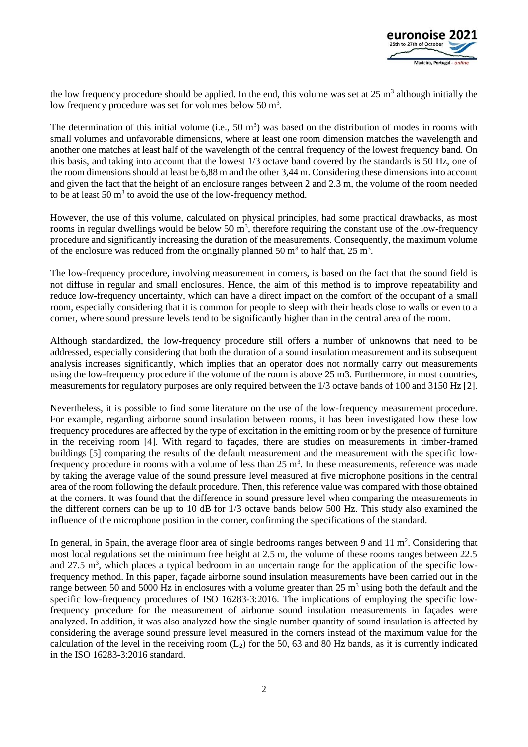the low frequency procedure should be applied. In the end, this volume was set at 25 $m^3$ although initially the low frequency procedure was set for volumes below 50 $m^3$.

The determination of this initial volume (i.e., 50 $m^3$) was based on the distribution of modes in rooms with small volumes and unfavorable dimensions, where at least one room dimension matches the wavelength and another one matches at least half of the wavelength of the central frequency of the lowest frequency band. On this basis, and taking into account that the lowest 1/3 octave band covered by the standards is 50 Hz, one of the room dimensions should at least be 6,88 m and the other 3,44 m. Considering these dimensions into account and given the fact that the height of an enclosure ranges between 2 and 2.3 m, the volume of the room needed to be at least 50 $m^3$ to avoid the use of the low-frequency method.

However, the use of this volume, calculated on physical principles, had some practical drawbacks, as most rooms in regular dwellings would be below 50 $m^3$, therefore requiring the constant use of the low-frequency procedure and significantly increasing the duration of the measurements. Consequently, the maximum volume of the enclosure was reduced from the originally planned 50 $m^3$ to half that, 25 $m^3$.

The low-frequency procedure, involving measurement in corners, is based on the fact that the sound field is not diffuse in regular and small enclosures. Hence, the aim of this method is to improve repeatability and reduce low-frequency uncertainty, which can have a direct impact on the comfort of the occupant of a small room, especially considering that it is common for people to sleep with their heads close to walls or even to a corner, where sound pressure levels tend to be significantly higher than in the central area of the room.

Although standardized, the low-frequency procedure still offers a number of unknowns that need to be addressed, especially considering that both the duration of a sound insulation measurement and its subsequent analysis increases significantly, which implies that an operator does not normally carry out measurements using the low-frequency procedure if the volume of the room is above 25 m3. Furthermore, in most countries, measurements for regulatory purposes are only required between the 1/3 octave bands of 100 and 3150 Hz [2].

Nevertheless, it is possible to find some literature on the use of the low-frequency measurement procedure. For example, regarding airborne sound insulation between rooms, it has been investigated how these low frequency procedures are affected by the type of excitation in the emitting room or by the presence of furniture in the receiving room [4]. With regard to façades, there are studies on measurements in timber-framed buildings [5] comparing the results of the default measurement and the measurement with the specific low-frequency procedure in rooms with a volume of less than 25 $m^3$. In these measurements, reference was made by taking the average value of the sound pressure level measured at five microphone positions in the central area of the room following the default procedure. Then, this reference value was compared with those obtained at the corners. It was found that the difference in sound pressure level when comparing the measurements in the different corners can be up to 10 dB for 1/3 octave bands below 500 Hz. This study also examined the influence of the microphone position in the corner, confirming the specifications of the standard.

In general, in Spain, the average floor area of single bedrooms ranges between 9 and 11 $m^2$. Considering that most local regulations set the minimum free height at 2.5 m, the volume of these rooms ranges between 22.5 and 27.5 $m^3$, which places a typical bedroom in an uncertain range for the application of the specific low-frequency method. In this paper, façade airborne sound insulation measurements have been carried out in the range between 50 and 5000 Hz in enclosures with a volume greater than 25 $m^3$ using both the default and the specific low-frequency procedures of ISO 16283-3:2016. The implications of employing the specific low-frequency procedure for the measurement of airborne sound insulation measurements in façades were analyzed. In addition, it was also analyzed how the single number quantity of sound insulation is affected by considering the average sound pressure level measured in the corners instead of the maximum value for the calculation of the level in the receiving room ($L_2$) for the 50, 63 and 80 Hz bands, as it is currently indicated in the ISO 16283-3:2016 standard.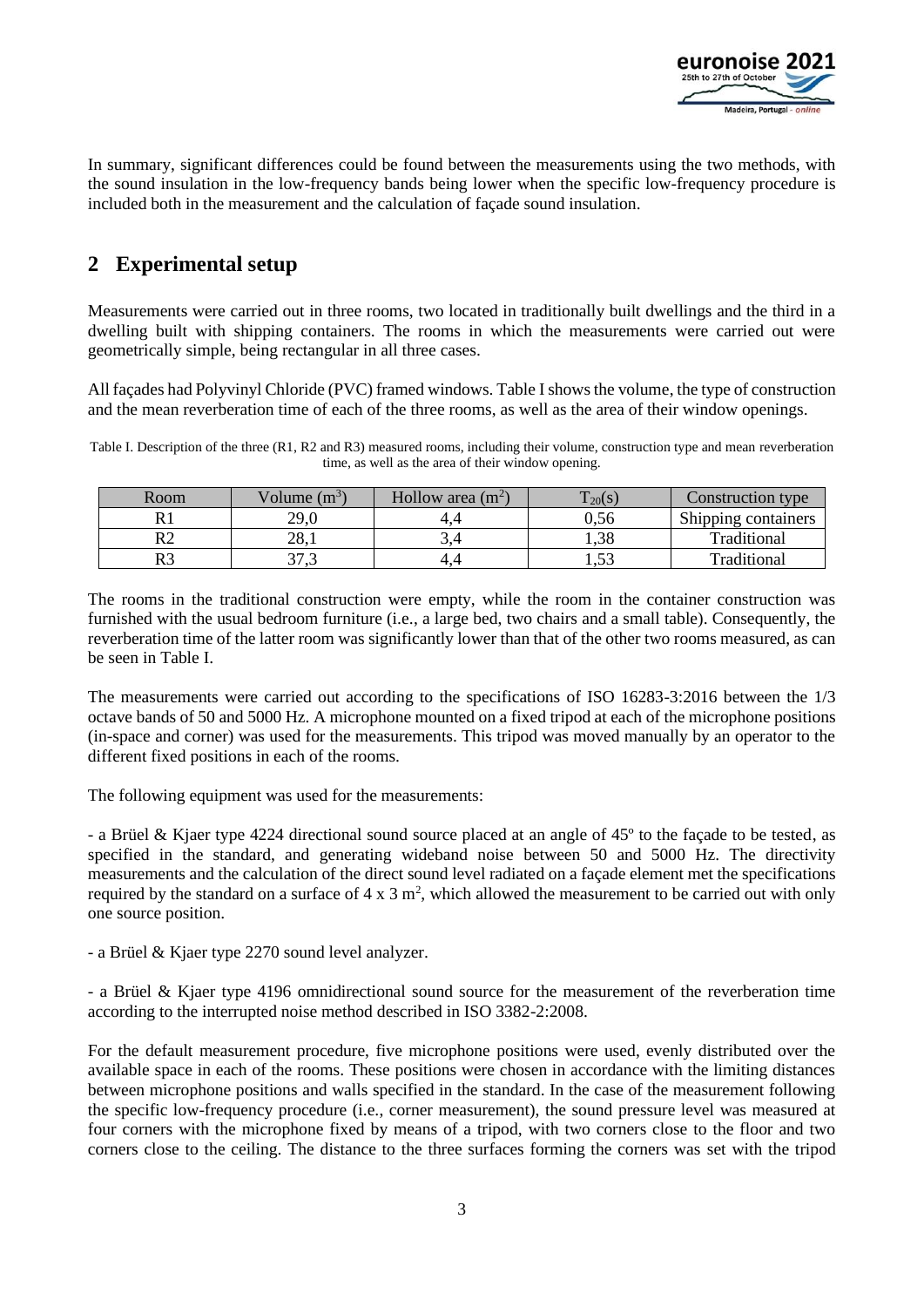In summary, significant differences could be found between the measurements using the two methods, with the sound insulation in the low-frequency bands being lower when the specific low-frequency procedure is included both in the measurement and the calculation of façade sound insulation.

## 2 Experimental setup

Measurements were carried out in three rooms, two located in traditionally built dwellings and the third in a dwelling built with shipping containers. The rooms in which the measurements were carried out were geometrically simple, being rectangular in all three cases.

All façades had Polyvinyl Chloride (PVC) framed windows. Table I shows the volume, the type of construction and the mean reverberation time of each of the three rooms, as well as the area of their window openings.

Table I. Description of the three (R1, R2 and R3) measured rooms, including their volume, construction type and mean reverberation time, as well as the area of their window opening.

| Room | Volume ($m^3$) | Hollow area ($m^2$) | $T_{20}$(s) | Construction type |
|---|---|---|---|---|
| R1 | 29,0 | 4,4 | 0,56 | Shipping containers |
| R2 | 28,1 | 3,4 | 1,38 | Traditional |
| R3 | 37,3 | 4,4 | 1,53 | Traditional |

The rooms in the traditional construction were empty, while the room in the container construction was furnished with the usual bedroom furniture (i.e., a large bed, two chairs and a small table). Consequently, the reverberation time of the latter room was significantly lower than that of the other two rooms measured, as can be seen in Table I.

The measurements were carried out according to the specifications of ISO 16283-3:2016 between the 1/3 octave bands of 50 and 5000 Hz. A microphone mounted on a fixed tripod at each of the microphone positions (in-space and corner) was used for the measurements. This tripod was moved manually by an operator to the different fixed positions in each of the rooms.

The following equipment was used for the measurements:

- a Brüel & Kjaer type 4224 directional sound source placed at an angle of 45º to the façade to be tested, as specified in the standard, and generating wideband noise between 50 and 5000 Hz. The directivity measurements and the calculation of the direct sound level radiated on a façade element met the specifications required by the standard on a surface of 4 x 3 $m^2$, which allowed the measurement to be carried out with only one source position.

- a Brüel & Kjaer type 2270 sound level analyzer.

- a Brüel & Kjaer type 4196 omnidirectional sound source for the measurement of the reverberation time according to the interrupted noise method described in ISO 3382-2:2008.

For the default measurement procedure, five microphone positions were used, evenly distributed over the available space in each of the rooms. These positions were chosen in accordance with the limiting distances between microphone positions and walls specified in the standard. In the case of the measurement following the specific low-frequency procedure (i.e., corner measurement), the sound pressure level was measured at four corners with the microphone fixed by means of a tripod, with two corners close to the floor and two corners close to the ceiling. The distance to the three surfaces forming the corners was set with the tripod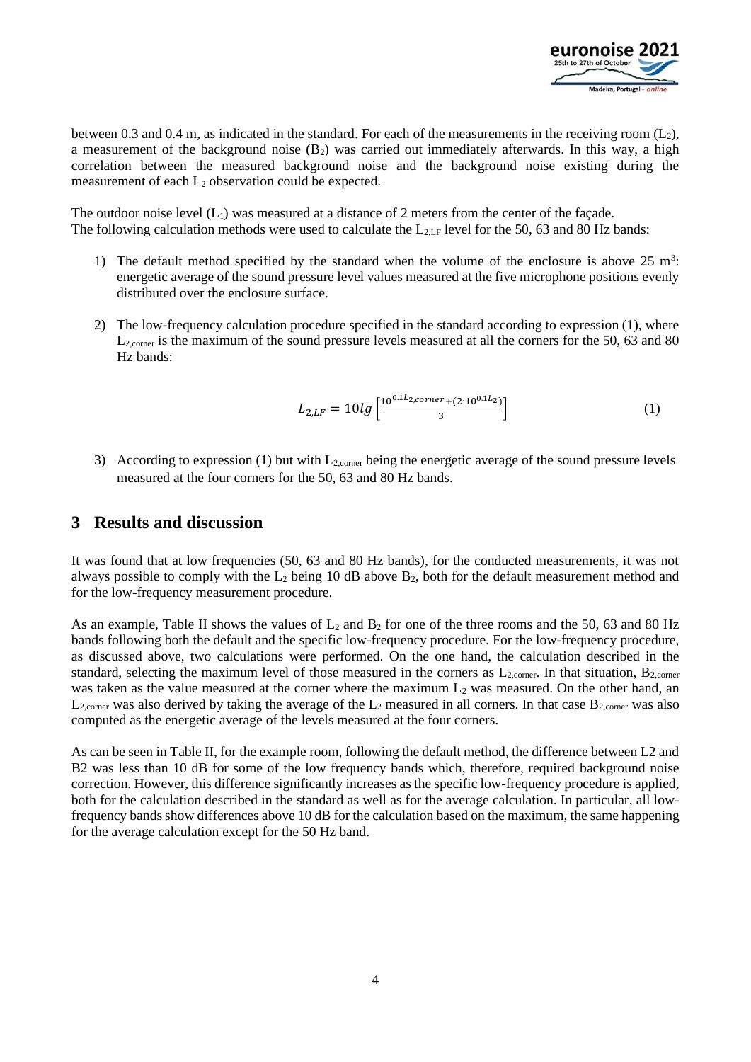between 0.3 and 0.4 m, as indicated in the standard. For each of the measurements in the receiving room ($L_2$), a measurement of the background noise ($B_2$) was carried out immediately afterwards. In this way, a high correlation between the measured background noise and the background noise existing during the measurement of each $L_2$ observation could be expected.

The outdoor noise level ($L_1$) was measured at a distance of 2 meters from the center of the façade. The following calculation methods were used to calculate the $L_{2,LF}$ level for the 50, 63 and 80 Hz bands:

1) The default method specified by the standard when the volume of the enclosure is above 25 $m^3$: energetic average of the sound pressure level values measured at the five microphone positions evenly distributed over the enclosure surface.

2) The low-frequency calculation procedure specified in the standard according to expression (1), where $L_{2,corner}$ is the maximum of the sound pressure levels measured at all the corners for the 50, 63 and 80 Hz bands:

$$L_{2,LF} = 10lg\left[\frac{10^{0.1L_{2,corner}}+(2\cdot 10^{0.1L_2})}{3}\right] \tag{1}$$

3) According to expression (1) but with $L_{2,corner}$ being the energetic average of the sound pressure levels measured at the four corners for the 50, 63 and 80 Hz bands.

## 3 Results and discussion

It was found that at low frequencies (50, 63 and 80 Hz bands), for the conducted measurements, it was not always possible to comply with the $L_2$ being 10 dB above $B_2$, both for the default measurement method and for the low-frequency measurement procedure.

As an example, Table II shows the values of $L_2$ and $B_2$ for one of the three rooms and the 50, 63 and 80 Hz bands following both the default and the specific low-frequency procedure. For the low-frequency procedure, as discussed above, two calculations were performed. On the one hand, the calculation described in the standard, selecting the maximum level of those measured in the corners as $L_{2,corner}$. In that situation, $B_{2,corner}$ was taken as the value measured at the corner where the maximum $L_2$ was measured. On the other hand, an $L_{2,corner}$ was also derived by taking the average of the $L_2$ measured in all corners. In that case $B_{2,corner}$ was also computed as the energetic average of the levels measured at the four corners.

As can be seen in Table II, for the example room, following the default method, the difference between L2 and B2 was less than 10 dB for some of the low frequency bands which, therefore, required background noise correction. However, this difference significantly increases as the specific low-frequency procedure is applied, both for the calculation described in the standard as well as for the average calculation. In particular, all low-frequency bands show differences above 10 dB for the calculation based on the maximum, the same happening for the average calculation except for the 50 Hz band.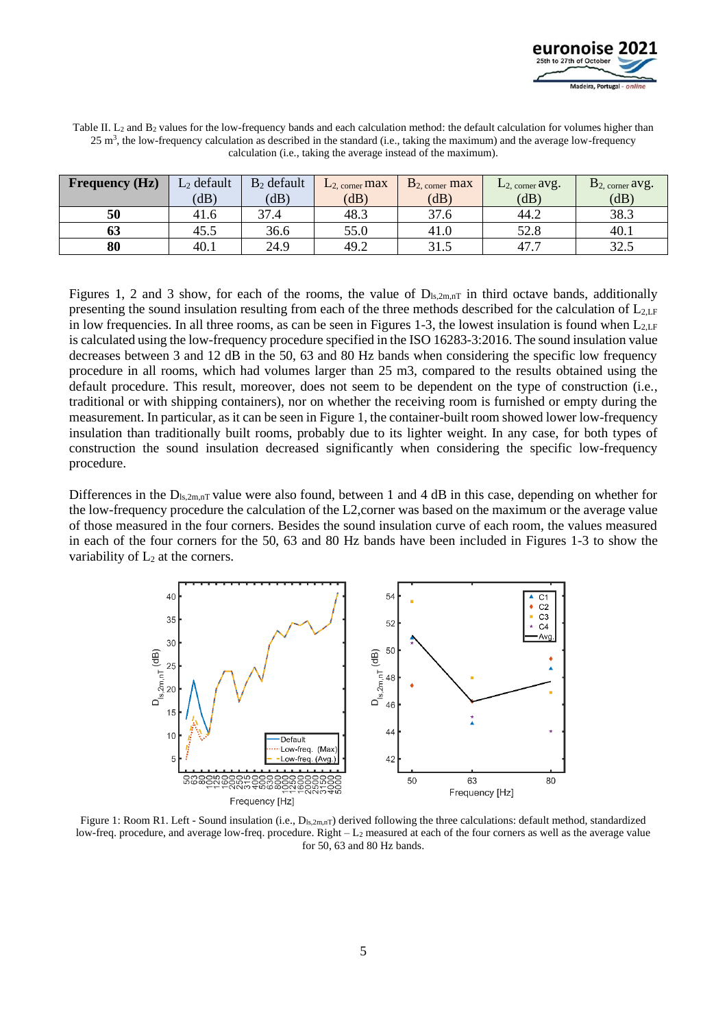Table II. $L_2$ and $B_2$ values for the low-frequency bands and each calculation method: the default calculation for volumes higher than 25 m$^3$, the low-frequency calculation as described in the standard (i.e., taking the maximum) and the average low-frequency calculation (i.e., taking the average instead of the maximum).

| Frequency (Hz) | $L_2$ default (dB) | $B_2$ default (dB) | $L_{2,\text{ corner}}$ max (dB) | $B_{2,\text{ corner}}$ max (dB) | $L_{2,\text{ corner}}$ avg. (dB) | $B_{2,\text{ corner}}$ avg. (dB) |
|---|---|---|---|---|---|---|
| **50** | 41.6 | 37.4 | 48.3 | 37.6 | 44.2 | 38.3 |
| **63** | 45.5 | 36.6 | 55.0 | 41.0 | 52.8 | 40.1 |
| **80** | 40.1 | 24.9 | 49.2 | 31.5 | 47.7 | 32.5 |

Figures 1, 2 and 3 show, for each of the rooms, the value of $D_{ls,2m,nT}$ in third octave bands, additionally presenting the sound insulation resulting from each of the three methods described for the calculation of $L_{2,LF}$ in low frequencies. In all three rooms, as can be seen in Figures 1-3, the lowest insulation is found when $L_{2,LF}$ is calculated using the low-frequency procedure specified in the ISO 16283-3:2016. The sound insulation value decreases between 3 and 12 dB in the 50, 63 and 80 Hz bands when considering the specific low frequency procedure in all rooms, which had volumes larger than 25 m3, compared to the results obtained using the default procedure. This result, moreover, does not seem to be dependent on the type of construction (i.e., traditional or with shipping containers), nor on whether the receiving room is furnished or empty during the measurement. In particular, as it can be seen in Figure 1, the container-built room showed lower low-frequency insulation than traditionally built rooms, probably due to its lighter weight. In any case, for both types of construction the sound insulation decreased significantly when considering the specific low-frequency procedure.

Differences in the $D_{ls,2m,nT}$ value were also found, between 1 and 4 dB in this case, depending on whether for the low-frequency procedure the calculation of the L2,corner was based on the maximum or the average value of those measured in the four corners. Besides the sound insulation curve of each room, the values measured in each of the four corners for the 50, 63 and 80 Hz bands have been included in Figures 1-3 to show the variability of $L_2$ at the corners.

Figure 1: Room R1. Left - Sound insulation (i.e., $D_{ls,2m,nT}$) derived following the three calculations: default method, standardized low-freq. procedure, and average low-freq. procedure. Right – $L_2$ measured at each of the four corners as well as the average value for 50, 63 and 80 Hz bands.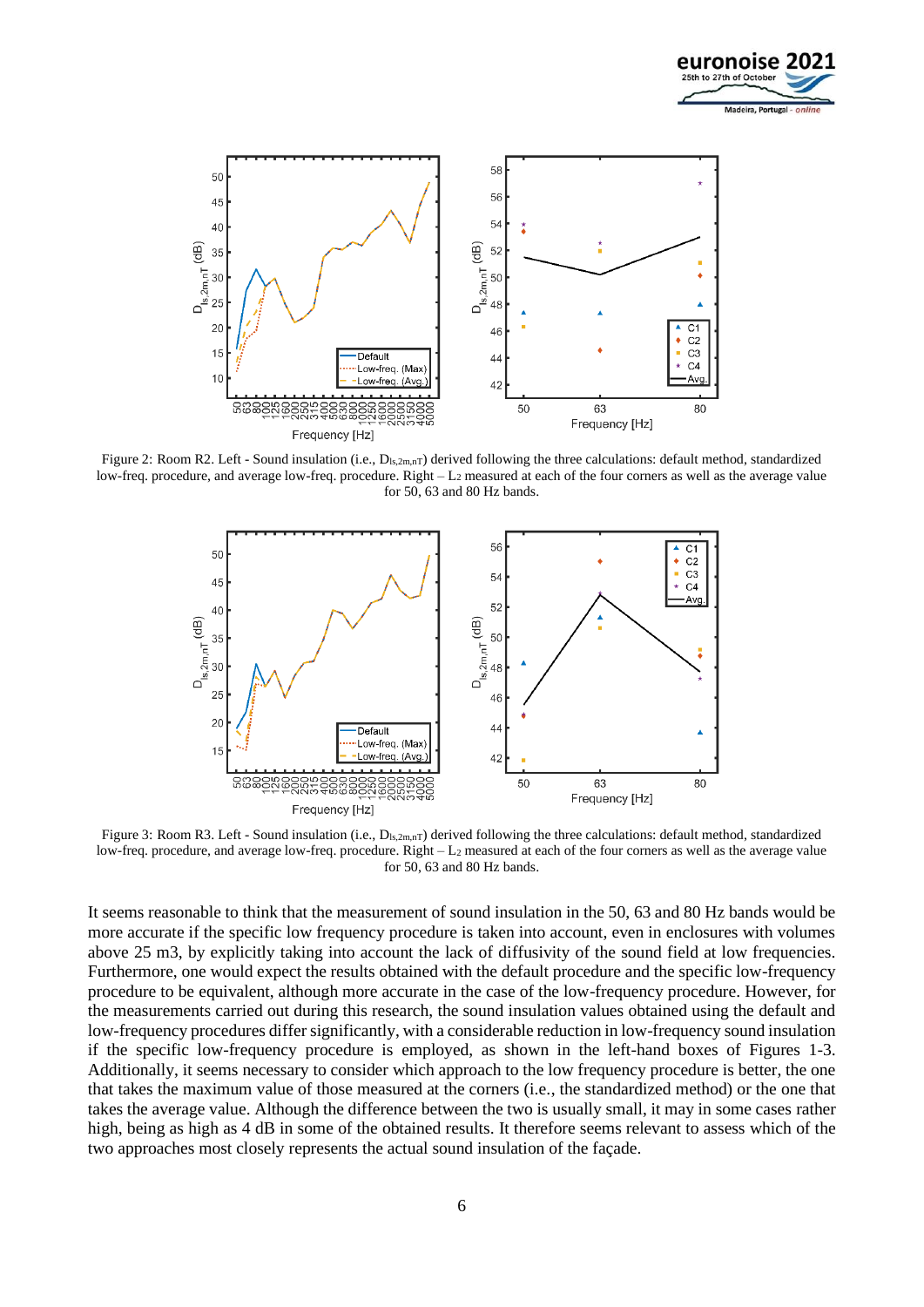Figure 2: Room R2. Left - Sound insulation (i.e., $D_{ls,2m,nT}$) derived following the three calculations: default method, standardized low-freq. procedure, and average low-freq. procedure. Right – $L_2$ measured at each of the four corners as well as the average value for 50, 63 and 80 Hz bands.

Figure 3: Room R3. Left - Sound insulation (i.e., $D_{ls,2m,nT}$) derived following the three calculations: default method, standardized low-freq. procedure, and average low-freq. procedure. Right – $L_2$ measured at each of the four corners as well as the average value for 50, 63 and 80 Hz bands.

It seems reasonable to think that the measurement of sound insulation in the 50, 63 and 80 Hz bands would be more accurate if the specific low frequency procedure is taken into account, even in enclosures with volumes above 25 m3, by explicitly taking into account the lack of diffusivity of the sound field at low frequencies. Furthermore, one would expect the results obtained with the default procedure and the specific low-frequency procedure to be equivalent, although more accurate in the case of the low-frequency procedure. However, for the measurements carried out during this research, the sound insulation values obtained using the default and low-frequency procedures differ significantly, with a considerable reduction in low-frequency sound insulation if the specific low-frequency procedure is employed, as shown in the left-hand boxes of Figures 1-3. Additionally, it seems necessary to consider which approach to the low frequency procedure is better, the one that takes the maximum value of those measured at the corners (i.e., the standardized method) or the one that takes the average value. Although the difference between the two is usually small, it may in some cases rather high, being as high as 4 dB in some of the obtained results. It therefore seems relevant to assess which of the two approaches most closely represents the actual sound insulation of the façade.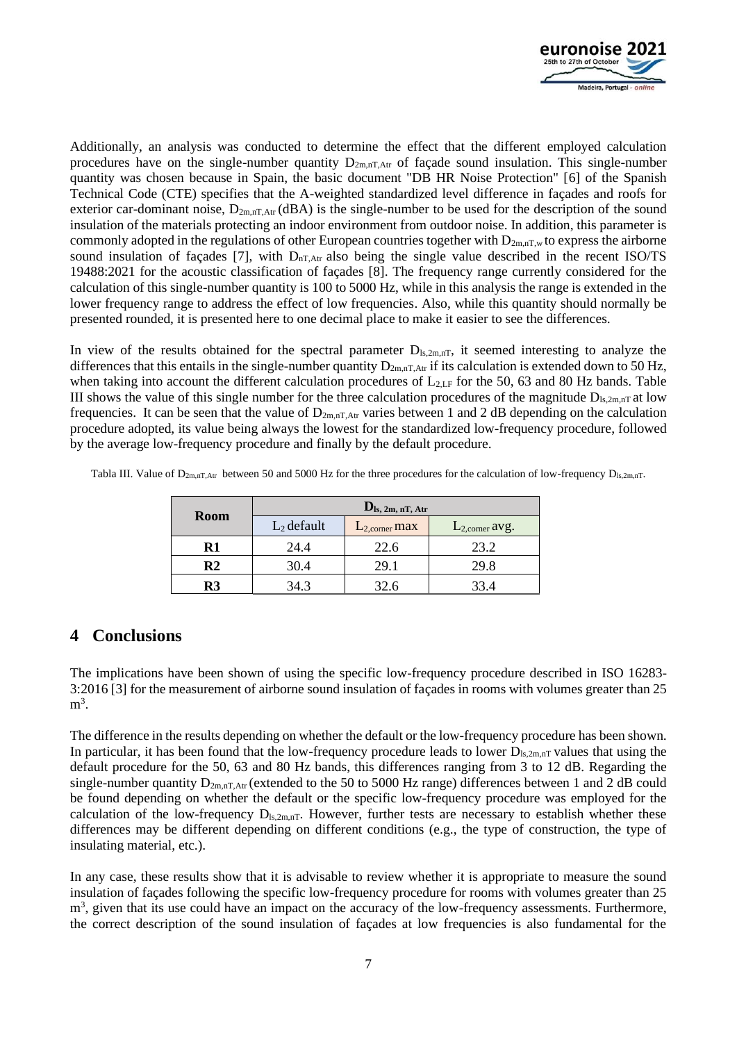Additionally, an analysis was conducted to determine the effect that the different employed calculation procedures have on the single-number quantity $D_{2m,nT,Atr}$ of façade sound insulation. This single-number quantity was chosen because in Spain, the basic document "DB HR Noise Protection" [6] of the Spanish Technical Code (CTE) specifies that the A-weighted standardized level difference in façades and roofs for exterior car-dominant noise, $D_{2m,nT,Atr}$ (dBA) is the single-number to be used for the description of the sound insulation of the materials protecting an indoor environment from outdoor noise. In addition, this parameter is commonly adopted in the regulations of other European countries together with $D_{2m,nT,w}$ to express the airborne sound insulation of façades [7], with $D_{nT,Atr}$ also being the single value described in the recent ISO/TS 19488:2021 for the acoustic classification of façades [8]. The frequency range currently considered for the calculation of this single-number quantity is 100 to 5000 Hz, while in this analysis the range is extended in the lower frequency range to address the effect of low frequencies. Also, while this quantity should normally be presented rounded, it is presented here to one decimal place to make it easier to see the differences.

In view of the results obtained for the spectral parameter $D_{ls,2m,nT}$, it seemed interesting to analyze the differences that this entails in the single-number quantity $D_{2m,nT,Atr}$ if its calculation is extended down to 50 Hz, when taking into account the different calculation procedures of $L_{2,LF}$ for the 50, 63 and 80 Hz bands. Table III shows the value of this single number for the three calculation procedures of the magnitude $D_{ls,2m,nT}$ at low frequencies. It can be seen that the value of $D_{2m,nT,Atr}$ varies between 1 and 2 dB depending on the calculation procedure adopted, its value being always the lowest for the standardized low-frequency procedure, followed by the average low-frequency procedure and finally by the default procedure.

Tabla III. Value of $D_{2m,nT,Atr}$ between 50 and 5000 Hz for the three procedures for the calculation of low-frequency $D_{ls,2m,nT}$.

| Room | $D_{ls, 2m, nT, Atr}$ | | |
|---|---|---|---|
| | $L_2$ default | $L_{2,corner}$ max | $L_{2,corner}$ avg. |
| **R1** | 24.4 | 22.6 | 23.2 |
| **R2** | 30.4 | 29.1 | 29.8 |
| **R3** | 34.3 | 32.6 | 33.4 |

## 4 Conclusions

The implications have been shown of using the specific low-frequency procedure described in ISO 16283-3:2016 [3] for the measurement of airborne sound insulation of façades in rooms with volumes greater than 25 $m^3$.

The difference in the results depending on whether the default or the low-frequency procedure has been shown. In particular, it has been found that the low-frequency procedure leads to lower $D_{ls,2m,nT}$ values that using the default procedure for the 50, 63 and 80 Hz bands, this differences ranging from 3 to 12 dB. Regarding the single-number quantity $D_{2m,nT,Atr}$ (extended to the 50 to 5000 Hz range) differences between 1 and 2 dB could be found depending on whether the default or the specific low-frequency procedure was employed for the calculation of the low-frequency $D_{ls,2m,nT}$. However, further tests are necessary to establish whether these differences may be different depending on different conditions (e.g., the type of construction, the type of insulating material, etc.).

In any case, these results show that it is advisable to review whether it is appropriate to measure the sound insulation of façades following the specific low-frequency procedure for rooms with volumes greater than 25 $m^3$, given that its use could have an impact on the accuracy of the low-frequency assessments. Furthermore, the correct description of the sound insulation of façades at low frequencies is also fundamental for the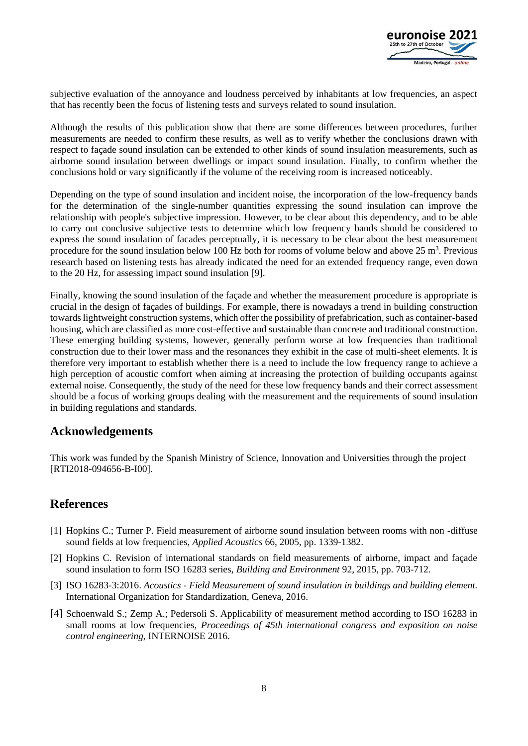subjective evaluation of the annoyance and loudness perceived by inhabitants at low frequencies, an aspect that has recently been the focus of listening tests and surveys related to sound insulation.

Although the results of this publication show that there are some differences between procedures, further measurements are needed to confirm these results, as well as to verify whether the conclusions drawn with respect to façade sound insulation can be extended to other kinds of sound insulation measurements, such as airborne sound insulation between dwellings or impact sound insulation. Finally, to confirm whether the conclusions hold or vary significantly if the volume of the receiving room is increased noticeably.

Depending on the type of sound insulation and incident noise, the incorporation of the low-frequency bands for the determination of the single-number quantities expressing the sound insulation can improve the relationship with people's subjective impression. However, to be clear about this dependency, and to be able to carry out conclusive subjective tests to determine which low frequency bands should be considered to express the sound insulation of facades perceptually, it is necessary to be clear about the best measurement procedure for the sound insulation below 100 Hz both for rooms of volume below and above 25 m$^3$. Previous research based on listening tests has already indicated the need for an extended frequency range, even down to the 20 Hz, for assessing impact sound insulation [9].

Finally, knowing the sound insulation of the façade and whether the measurement procedure is appropriate is crucial in the design of façades of buildings. For example, there is nowadays a trend in building construction towards lightweight construction systems, which offer the possibility of prefabrication, such as container-based housing, which are classified as more cost-effective and sustainable than concrete and traditional construction. These emerging building systems, however, generally perform worse at low frequencies than traditional construction due to their lower mass and the resonances they exhibit in the case of multi-sheet elements. It is therefore very important to establish whether there is a need to include the low frequency range to achieve a high perception of acoustic comfort when aiming at increasing the protection of building occupants against external noise. Consequently, the study of the need for these low frequency bands and their correct assessment should be a focus of working groups dealing with the measurement and the requirements of sound insulation in building regulations and standards.

## Acknowledgements

This work was funded by the Spanish Ministry of Science, Innovation and Universities through the project [RTI2018-094656-B-I00].

## References

[1] Hopkins C.; Turner P. Field measurement of airborne sound insulation between rooms with non -diffuse sound fields at low frequencies, *Applied Acoustics* 66, 2005, pp. 1339-1382.

[2] Hopkins C. Revision of international standards on field measurements of airborne, impact and façade sound insulation to form ISO 16283 series, *Building and Environment* 92, 2015, pp. 703-712.

[3] ISO 16283-3:2016. *Acoustics - Field Measurement of sound insulation in buildings and building element.* International Organization for Standardization, Geneva, 2016.

[4] Schoenwald S.; Zemp A.; Pedersoli S. Applicability of measurement method according to ISO 16283 in small rooms at low frequencies, *Proceedings of 45th international congress and exposition on noise control engineering*, INTERNOISE 2016.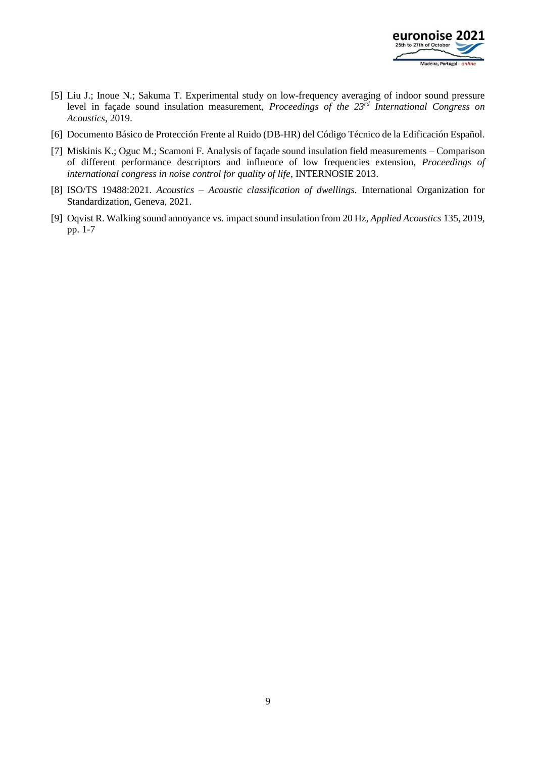[5] Liu J.; Inoue N.; Sakuma T. Experimental study on low-frequency averaging of indoor sound pressure level in façade sound insulation measurement, *Proceedings of the 23rd International Congress on Acoustics*, 2019.

[6] Documento Básico de Protección Frente al Ruido (DB-HR) del Código Técnico de la Edificación Español.

[7] Miskinis K.; Oguc M.; Scamoni F. Analysis of façade sound insulation field measurements – Comparison of different performance descriptors and influence of low frequencies extension, *Proceedings of international congress in noise control for quality of life*, INTERNOSIE 2013.

[8] ISO/TS 19488:2021. *Acoustics – Acoustic classification of dwellings.* International Organization for Standardization, Geneva, 2021.

[9] Oqvist R. Walking sound annoyance vs. impact sound insulation from 20 Hz, *Applied Acoustics* 135, 2019, pp. 1-7